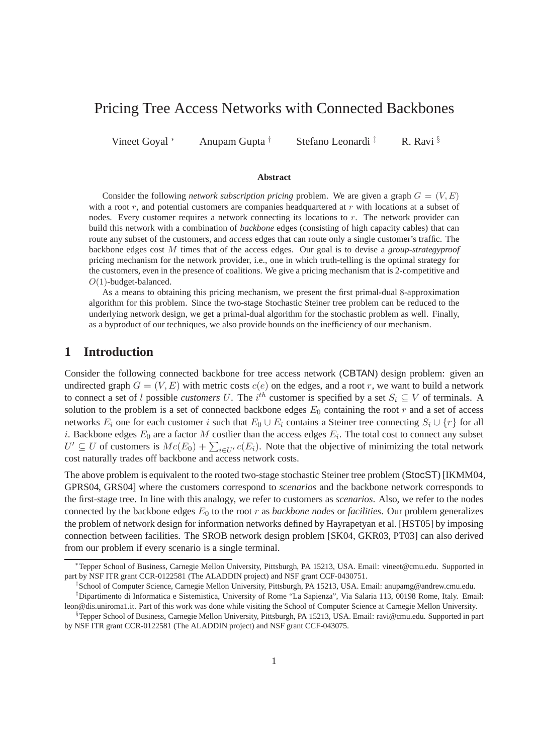# Pricing Tree Access Networks with Connected Backbones

Vineet Goyal [*] Anupam Gupta [†] Stefano Leonardi [‡] R. Ravi [§]

### Abstract

Consider the following *network subscription pricing* problem. We are given a graph $G = (V, E)$ with a root $r$, and potential customers are companies headquartered at $r$ with locations at a subset of nodes. Every customer requires a network connecting its locations to $r$. The network provider can build this network with a combination of *backbone* edges (consisting of high capacity cables) that can route any subset of the customers, and *access* edges that can route only a single customer's traffic. The backbone edges cost $M$ times that of the access edges. Our goal is to devise a *group-strategyproof* pricing mechanism for the network provider, i.e., one in which truth-telling is the optimal strategy for the customers, even in the presence of coalitions. We give a pricing mechanism that is 2-competitive and $O(1)$-budget-balanced.

As a means to obtaining this pricing mechanism, we present the first primal-dual 8-approximation algorithm for this problem. Since the two-stage Stochastic Steiner tree problem can be reduced to the underlying network design, we get a primal-dual algorithm for the stochastic problem as well. Finally, as a byproduct of our techniques, we also provide bounds on the inefficiency of our mechanism.

## 1 Introduction

Consider the following connected backbone for tree access network (CBTAN) design problem: given an undirected graph $G = (V, E)$ with metric costs $c(e)$ on the edges, and a root $r$, we want to build a network to connect a set of $l$ possible *customers* $U$. The $i^{th}$ customer is specified by a set $S_i \subseteq V$ of terminals. A solution to the problem is a set of connected backbone edges $E_0$ containing the root $r$ and a set of access networks $E_i$ one for each customer $i$ such that $E_0 \cup E_i$ contains a Steiner tree connecting $S_i \cup \{r\}$ for all $i$. Backbone edges $E_0$ are a factor $M$ costlier than the access edges $E_i$. The total cost to connect any subset $U' \subseteq U$ of customers is $Mc(E_0) + \sum_{i \in U'} c(E_i)$. Note that the objective of minimizing the total network cost naturally trades off backbone and access network costs.

The above problem is equivalent to the rooted two-stage stochastic Steiner tree problem (StocST) [IKMM04, GPRS04, GRS04] where the customers correspond to *scenarios* and the backbone network corresponds to the first-stage tree. In line with this analogy, we refer to customers as *scenarios*. Also, we refer to the nodes connected by the backbone edges $E_0$ to the root $r$ as *backbone nodes* or *facilities*. Our problem generalizes the problem of network design for information networks defined by Hayrapetyan et al. [HST05] by imposing connection between facilities. The SROB network design problem [SK04, GKR03, PT03] can also derived from our problem if every scenario is a single terminal.

---

[*] Tepper School of Business, Carnegie Mellon University, Pittsburgh, PA 15213, USA. Email: vineet@cmu.edu. Supported in part by NSF ITR grant CCR-0122581 (The ALADDIN project) and NSF grant CCF-0430751.

[†] School of Computer Science, Carnegie Mellon University, Pittsburgh, PA 15213, USA. Email: anupamg@andrew.cmu.edu.

[‡] Dipartimento di Informatica e Sistemistica, University of Rome "La Sapienza", Via Salaria 113, 00198 Rome, Italy. Email: leon@dis.uniroma1.it. Part of this work was done while visiting the School of Computer Science at Carnegie Mellon University.

[§] Tepper School of Business, Carnegie Mellon University, Pittsburgh, PA 15213, USA. Email: ravi@cmu.edu. Supported in part by NSF ITR grant CCR-0122581 (The ALADDIN project) and NSF grant CCF-043075.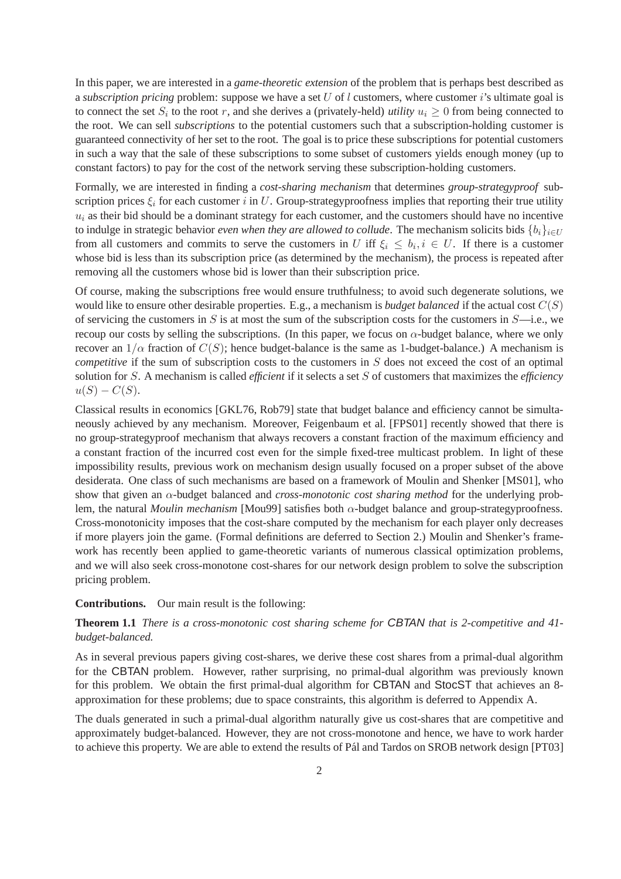In this paper, we are interested in a *game-theoretic extension* of the problem that is perhaps best described as a *subscription pricing* problem: suppose we have a set $U$ of $l$ customers, where customer $i$'s ultimate goal is to connect the set $S_i$ to the root $r$, and she derives a (privately-held) *utility* $u_i \geq 0$ from being connected to the root. We can sell *subscriptions* to the potential customers such that a subscription-holding customer is guaranteed connectivity of her set to the root. The goal is to price these subscriptions for potential customers in such a way that the sale of these subscriptions to some subset of customers yields enough money (up to constant factors) to pay for the cost of the network serving these subscription-holding customers.

Formally, we are interested in finding a *cost-sharing mechanism* that determines *group-strategyproof* subscription prices $\xi_i$ for each customer $i$ in $U$. Group-strategyproofness implies that reporting their true utility $u_i$ as their bid should be a dominant strategy for each customer, and the customers should have no incentive to indulge in strategic behavior *even when they are allowed to collude*. The mechanism solicits bids $\{b_i\}_{i \in U}$ from all customers and commits to serve the customers in $U$ iff $\xi_i \leq b_i, i \in U$. If there is a customer whose bid is less than its subscription price (as determined by the mechanism), the process is repeated after removing all the customers whose bid is lower than their subscription price.

Of course, making the subscriptions free would ensure truthfulness; to avoid such degenerate solutions, we would like to ensure other desirable properties. E.g., a mechanism is *budget balanced* if the actual cost $C(S)$ of servicing the customers in $S$ is at most the sum of the subscription costs for the customers in $S$—i.e., we recoup our costs by selling the subscriptions. (In this paper, we focus on $\alpha$-budget balance, where we only recover an $1/\alpha$ fraction of $C(S)$; hence budget-balance is the same as 1-budget-balance.) A mechanism is *competitive* if the sum of subscription costs to the customers in $S$ does not exceed the cost of an optimal solution for $S$. A mechanism is called *efficient* if it selects a set $S$ of customers that maximizes the *efficiency* $u(S) - C(S)$.

Classical results in economics [GKL76, Rob79] state that budget balance and efficiency cannot be simultaneously achieved by any mechanism. Moreover, Feigenbaum et al. [FPS01] recently showed that there is no group-strategyproof mechanism that always recovers a constant fraction of the maximum efficiency and a constant fraction of the incurred cost even for the simple fixed-tree multicast problem. In light of these impossibility results, previous work on mechanism design usually focused on a proper subset of the above desiderata. One class of such mechanisms are based on a framework of Moulin and Shenker [MS01], who show that given an $\alpha$-budget balanced and *cross-monotonic cost sharing method* for the underlying problem, the natural *Moulin mechanism* [Mou99] satisfies both $\alpha$-budget balance and group-strategyproofness. Cross-monotonicity imposes that the cost-share computed by the mechanism for each player only decreases if more players join the game. (Formal definitions are deferred to Section 2.) Moulin and Shenker's framework has recently been applied to game-theoretic variants of numerous classical optimization problems, and we will also seek cross-monotone cost-shares for our network design problem to solve the subscription pricing problem.

**Contributions.** Our main result is the following:

**Theorem 1.1** *There is a cross-monotonic cost sharing scheme for CBTAN that is 2-competitive and 41-budget-balanced.*

As in several previous papers giving cost-shares, we derive these cost shares from a primal-dual algorithm for the CBTAN problem. However, rather surprising, no primal-dual algorithm was previously known for this problem. We obtain the first primal-dual algorithm for CBTAN and StocST that achieves an 8-approximation for these problems; due to space constraints, this algorithm is deferred to Appendix A.

The duals generated in such a primal-dual algorithm naturally give us cost-shares that are competitive and approximately budget-balanced. However, they are not cross-monotone and hence, we have to work harder to achieve this property. We are able to extend the results of Pál and Tardos on SROB network design [PT03]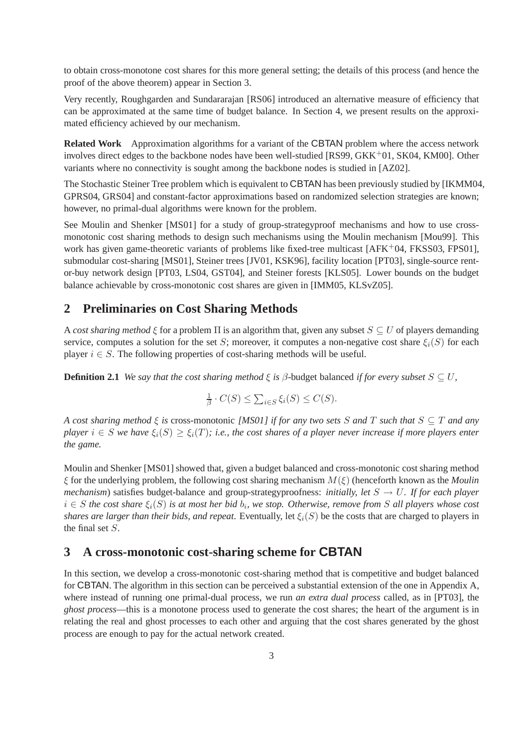to obtain cross-monotone cost shares for this more general setting; the details of this process (and hence the proof of the above theorem) appear in Section 3.

Very recently, Roughgarden and Sundararajan [RS06] introduced an alternative measure of efficiency that can be approximated at the same time of budget balance. In Section 4, we present results on the approximated efficiency achieved by our mechanism.

**Related Work** Approximation algorithms for a variant of the CBTAN problem where the access network involves direct edges to the backbone nodes have been well-studied [RS99, GKK+01, SK04, KM00]. Other variants where no connectivity is sought among the backbone nodes is studied in [AZ02].

The Stochastic Steiner Tree problem which is equivalent to CBTAN has been previously studied by [IKMM04, GPRS04, GRS04] and constant-factor approximations based on randomized selection strategies are known; however, no primal-dual algorithms were known for the problem.

See Moulin and Shenker [MS01] for a study of group-strategyproof mechanisms and how to use cross-monotonic cost sharing methods to design such mechanisms using the Moulin mechanism [Mou99]. This work has given game-theoretic variants of problems like fixed-tree multicast [AFK+04, FKSS03, FPS01], submodular cost-sharing [MS01], Steiner trees [JV01, KSK96], facility location [PT03], single-source rent-or-buy network design [PT03, LS04, GST04], and Steiner forests [KLS05]. Lower bounds on the budget balance achievable by cross-monotonic cost shares are given in [IMM05, KLSvZ05].

## 2 Preliminaries on Cost Sharing Methods

A *cost sharing method* $\xi$ for a problem $\Pi$ is an algorithm that, given any subset $S \subseteq U$ of players demanding service, computes a solution for the set $S$; moreover, it computes a non-negative cost share $\xi_i(S)$ for each player $i \in S$. The following properties of cost-sharing methods will be useful.

**Definition 2.1** *We say that the cost sharing method $\xi$ is $\beta$-*budget balanced *if for every subset $S \subseteq U$,*

$$\tfrac{1}{\beta} \cdot C(S) \leq \textstyle\sum_{i \in S} \xi_i(S) \leq C(S).$$

*A cost sharing method $\xi$ is* cross-monotonic *[MS01] if for any two sets $S$ and $T$ such that $S \subseteq T$ and any player $i \in S$ we have $\xi_i(S) \geq \xi_i(T)$; i.e., the cost shares of a player never increase if more players enter the game.*

Moulin and Shenker [MS01] showed that, given a budget balanced and cross-monotonic cost sharing method $\xi$ for the underlying problem, the following cost sharing mechanism $M(\xi)$ (henceforth known as the *Moulin mechanism*) satisfies budget-balance and group-strategyproofness: *initially, let $S \to U$. If for each player $i \in S$ the cost share $\xi_i(S)$ is at most her bid $b_i$, we stop. Otherwise, remove from $S$ all players whose cost shares are larger than their bids, and repeat*. Eventually, let $\xi_i(S)$ be the costs that are charged to players in the final set $S$.

## 3 A cross-monotonic cost-sharing scheme for CBTAN

In this section, we develop a cross-monotonic cost-sharing method that is competitive and budget balanced for CBTAN. The algorithm in this section can be perceived a substantial extension of the one in Appendix A, where instead of running one primal-dual process, we run *an extra dual process* called, as in [PT03], the *ghost process*—this is a monotone process used to generate the cost shares; the heart of the argument is in relating the real and ghost processes to each other and arguing that the cost shares generated by the ghost process are enough to pay for the actual network created.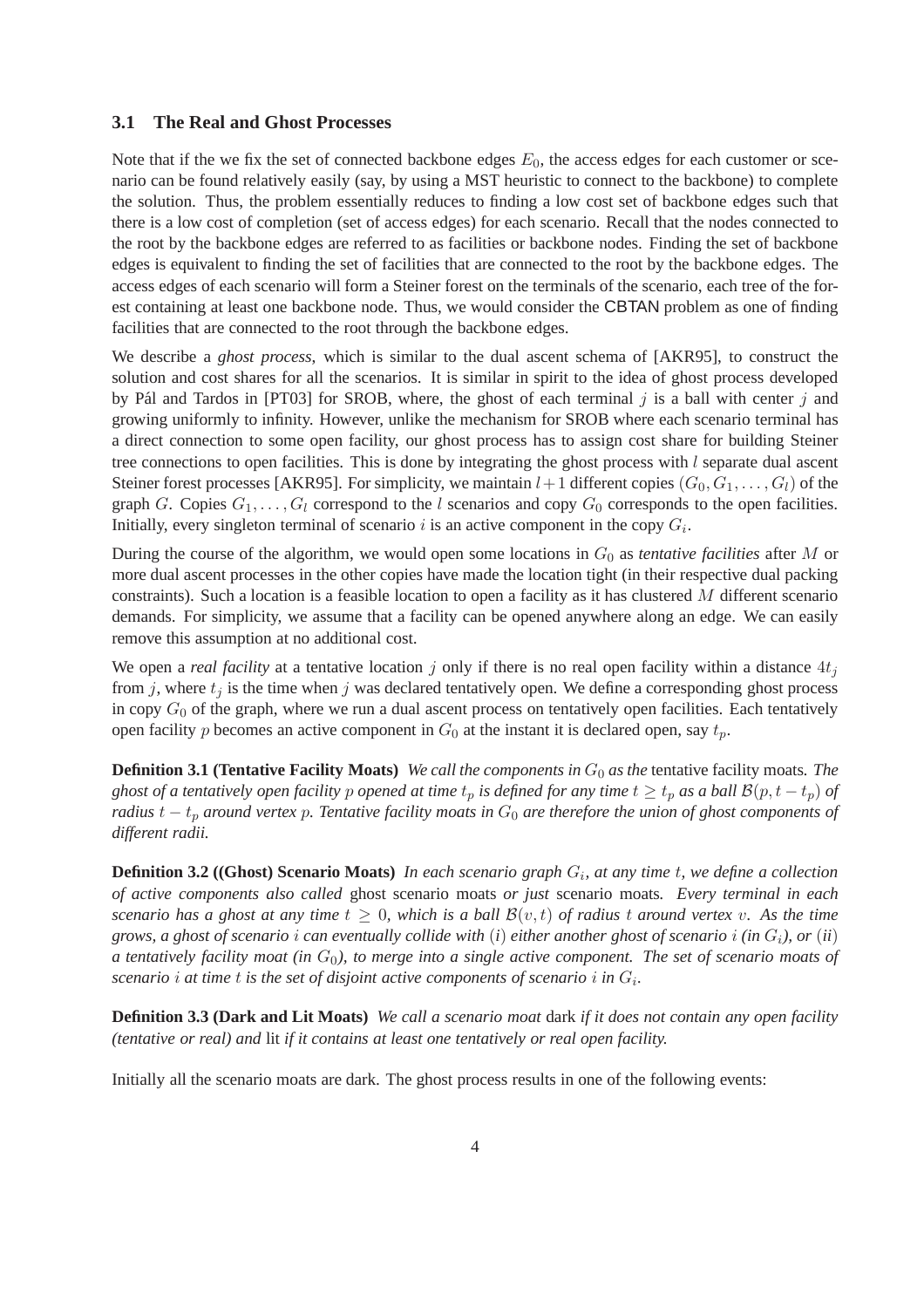### 3.1 The Real and Ghost Processes

Note that if the we fix the set of connected backbone edges $E_0$, the access edges for each customer or scenario can be found relatively easily (say, by using a MST heuristic to connect to the backbone) to complete the solution. Thus, the problem essentially reduces to finding a low cost set of backbone edges such that there is a low cost of completion (set of access edges) for each scenario. Recall that the nodes connected to the root by the backbone edges are referred to as facilities or backbone nodes. Finding the set of backbone edges is equivalent to finding the set of facilities that are connected to the root by the backbone edges. The access edges of each scenario will form a Steiner forest on the terminals of the scenario, each tree of the forest containing at least one backbone node. Thus, we would consider the CBTAN problem as one of finding facilities that are connected to the root through the backbone edges.

We describe a *ghost process*, which is similar to the dual ascent schema of [AKR95], to construct the solution and cost shares for all the scenarios. It is similar in spirit to the idea of ghost process developed by Pál and Tardos in [PT03] for SROB, where, the ghost of each terminal $j$ is a ball with center $j$ and growing uniformly to infinity. However, unlike the mechanism for SROB where each scenario terminal has a direct connection to some open facility, our ghost process has to assign cost share for building Steiner tree connections to open facilities. This is done by integrating the ghost process with $l$ separate dual ascent Steiner forest processes [AKR95]. For simplicity, we maintain $l+1$ different copies $(G_0, G_1, \ldots, G_l)$ of the graph $G$. Copies $G_1, \ldots, G_l$ correspond to the $l$ scenarios and copy $G_0$ corresponds to the open facilities. Initially, every singleton terminal of scenario $i$ is an active component in the copy $G_i$.

During the course of the algorithm, we would open some locations in $G_0$ as *tentative facilities* after $M$ or more dual ascent processes in the other copies have made the location tight (in their respective dual packing constraints). Such a location is a feasible location to open a facility as it has clustered $M$ different scenario demands. For simplicity, we assume that a facility can be opened anywhere along an edge. We can easily remove this assumption at no additional cost.

We open a *real facility* at a tentative location $j$ only if there is no real open facility within a distance $4t_j$ from $j$, where $t_j$ is the time when $j$ was declared tentatively open. We define a corresponding ghost process in copy $G_0$ of the graph, where we run a dual ascent process on tentatively open facilities. Each tentatively open facility $p$ becomes an active component in $G_0$ at the instant it is declared open, say $t_p$.

**Definition 3.1 (Tentative Facility Moats)** *We call the components in $G_0$ as the* tentative facility moats*. The ghost of a tentatively open facility $p$ opened at time $t_p$ is defined for any time $t \geq t_p$ as a ball $\mathcal{B}(p, t - t_p)$ of radius $t - t_p$ around vertex $p$. Tentative facility moats in $G_0$ are therefore the union of ghost components of different radii.*

**Definition 3.2 ((Ghost) Scenario Moats)** *In each scenario graph $G_i$, at any time $t$, we define a collection of active components also called* ghost scenario moats *or just* scenario moats*. Every terminal in each scenario has a ghost at any time $t \geq 0$, which is a ball $\mathcal{B}(v, t)$ of radius $t$ around vertex $v$. As the time grows, a ghost of scenario $i$ can eventually collide with $(i)$ either another ghost of scenario $i$ (in $G_i$), or $(ii)$ a tentatively facility moat (in $G_0$), to merge into a single active component. The set of scenario moats of scenario $i$ at time $t$ is the set of disjoint active components of scenario $i$ in $G_i$.*

**Definition 3.3 (Dark and Lit Moats)** *We call a scenario moat* dark *if it does not contain any open facility (tentative or real) and* lit *if it contains at least one tentatively or real open facility.*

Initially all the scenario moats are dark. The ghost process results in one of the following events: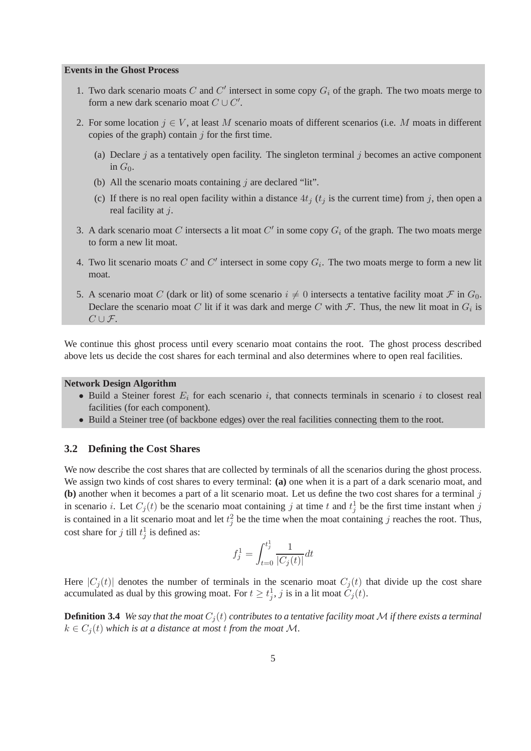**Events in the Ghost Process**

1. Two dark scenario moats $C$ and $C'$ intersect in some copy $G_i$ of the graph. The two moats merge to form a new dark scenario moat $C \cup C'$.
2. For some location $j \in V$, at least $M$ scenario moats of different scenarios (i.e. $M$ moats in different copies of the graph) contain $j$ for the first time.
   (a) Declare $j$ as a tentatively open facility. The singleton terminal $j$ becomes an active component in $G_0$.
   (b) All the scenario moats containing $j$ are declared "lit".
   (c) If there is no real open facility within a distance $4t_j$ ($t_j$ is the current time) from $j$, then open a real facility at $j$.
3. A dark scenario moat $C$ intersects a lit moat $C'$ in some copy $G_i$ of the graph. The two moats merge to form a new lit moat.
4. Two lit scenario moats $C$ and $C'$ intersect in some copy $G_i$. The two moats merge to form a new lit moat.
5. A scenario moat $C$ (dark or lit) of some scenario $i \neq 0$ intersects a tentative facility moat $\mathcal{F}$ in $G_0$. Declare the scenario moat $C$ lit if it was dark and merge $C$ with $\mathcal{F}$. Thus, the new lit moat in $G_i$ is $C \cup \mathcal{F}$.

We continue this ghost process until every scenario moat contains the root. The ghost process described above lets us decide the cost shares for each terminal and also determines where to open real facilities.

**Network Design Algorithm**

- Build a Steiner forest $E_i$ for each scenario $i$, that connects terminals in scenario $i$ to closest real facilities (for each component).
- Build a Steiner tree (of backbone edges) over the real facilities connecting them to the root.

### 3.2 Defining the Cost Shares

We now describe the cost shares that are collected by terminals of all the scenarios during the ghost process. We assign two kinds of cost shares to every terminal: **(a)** one when it is a part of a dark scenario moat, and **(b)** another when it becomes a part of a lit scenario moat. Let us define the two cost shares for a terminal $j$ in scenario $i$. Let $C_j(t)$ be the scenario moat containing $j$ at time $t$ and $t_j^1$ be the first time instant when $j$ is contained in a lit scenario moat and let $t_j^2$ be the time when the moat containing $j$ reaches the root. Thus, cost share for $j$ till $t_j^1$ is defined as:

$$f_j^1 = \int_{t=0}^{t_j^1} \frac{1}{|C_j(t)|} dt$$

Here $|C_j(t)|$ denotes the number of terminals in the scenario moat $C_j(t)$ that divide up the cost share accumulated as dual by this growing moat. For $t \geq t_j^1$, $j$ is in a lit moat $C_j(t)$.

**Definition 3.4** *We say that the moat $C_j(t)$ contributes to a tentative facility moat $\mathcal{M}$ if there exists a terminal $k \in C_j(t)$ which is at a distance at most $t$ from the moat $\mathcal{M}$.*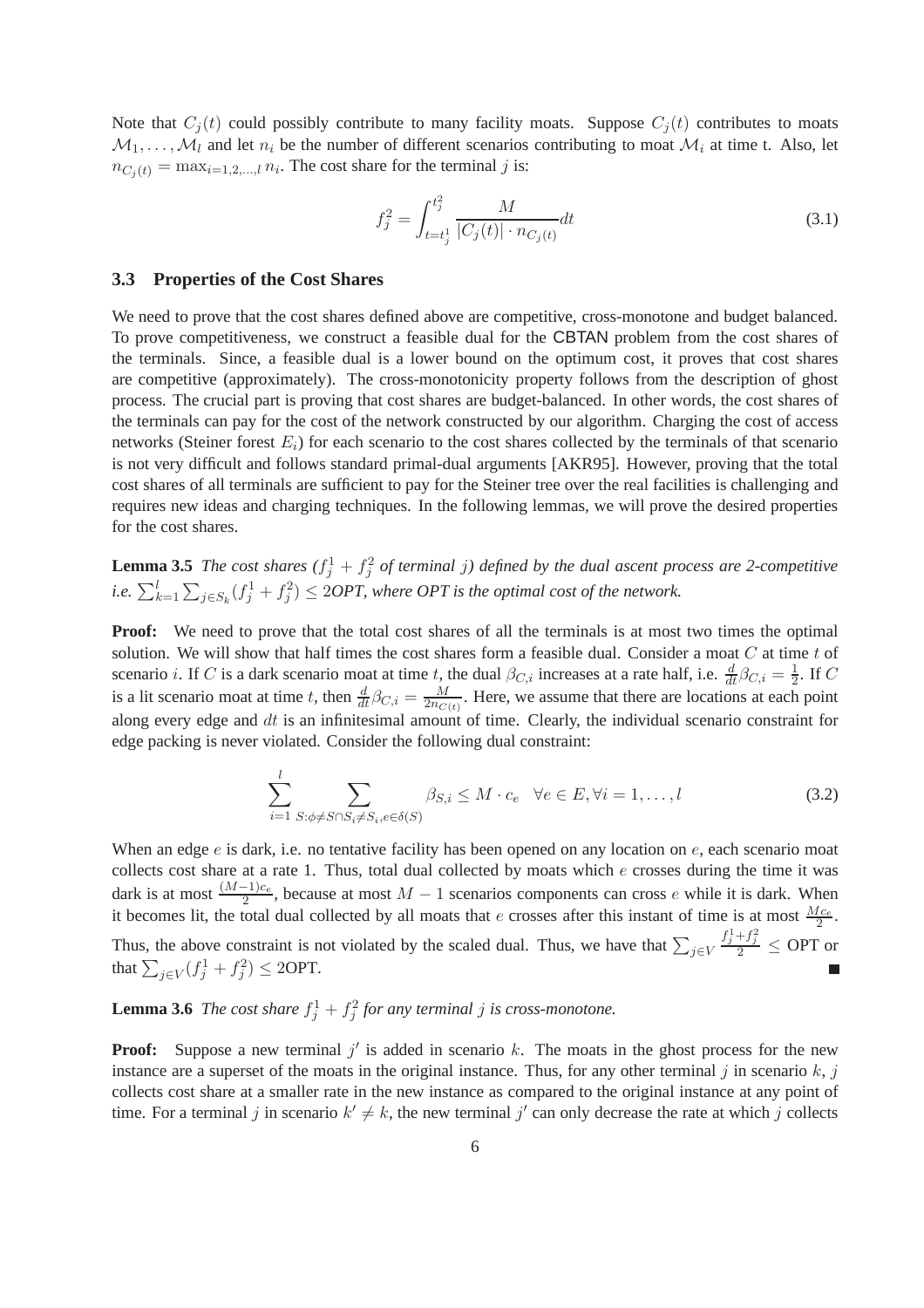Note that $C_j(t)$ could possibly contribute to many facility moats. Suppose $C_j(t)$ contributes to moats $\mathcal{M}_1, \ldots, \mathcal{M}_l$ and let $n_i$ be the number of different scenarios contributing to moat $\mathcal{M}_i$ at time t. Also, let $n_{C_j(t)} = \max_{i=1,2,\ldots,l} n_i$. The cost share for the terminal $j$ is:

$$f_j^2 = \int_{t=t_j^1}^{t_j^2} \frac{M}{|C_j(t)| \cdot n_{C_j(t)}} dt \tag{3.1}$$

### 3.3 Properties of the Cost Shares

We need to prove that the cost shares defined above are competitive, cross-monotone and budget balanced. To prove competitiveness, we construct a feasible dual for the CBTAN problem from the cost shares of the terminals. Since, a feasible dual is a lower bound on the optimum cost, it proves that cost shares are competitive (approximately). The cross-monotonicity property follows from the description of ghost process. The crucial part is proving that cost shares are budget-balanced. In other words, the cost shares of the terminals can pay for the cost of the network constructed by our algorithm. Charging the cost of access networks (Steiner forest $E_i$) for each scenario to the cost shares collected by the terminals of that scenario is not very difficult and follows standard primal-dual arguments [AKR95]. However, proving that the total cost shares of all terminals are sufficient to pay for the Steiner tree over the real facilities is challenging and requires new ideas and charging techniques. In the following lemmas, we will prove the desired properties for the cost shares.

**Lemma 3.5** *The cost shares ($f_j^1 + f_j^2$ of terminal $j$) defined by the dual ascent process are 2-competitive i.e. $\sum_{k=1}^{l} \sum_{j \in S_k} (f_j^1 + f_j^2) \leq 2OPT$, where OPT is the optimal cost of the network.*

**Proof:** We need to prove that the total cost shares of all the terminals is at most two times the optimal solution. We will show that half times the cost shares form a feasible dual. Consider a moat $C$ at time $t$ of scenario $i$. If $C$ is a dark scenario moat at time $t$, the dual $\beta_{C,i}$ increases at a rate half, i.e. $\frac{d}{dt}\beta_{C,i} = \frac{1}{2}$. If $C$ is a lit scenario moat at time $t$, then $\frac{d}{dt}\beta_{C,i} = \frac{M}{2n_{C(t)}}$. Here, we assume that there are locations at each point along every edge and $dt$ is an infinitesimal amount of time. Clearly, the individual scenario constraint for edge packing is never violated. Consider the following dual constraint:

$$\sum_{i=1}^{l} \sum_{S: \phi \neq S \cap S_i \neq S_i, e \in \delta(S)} \beta_{S,i} \leq M \cdot c_e \quad \forall e \in E, \forall i = 1, \ldots, l \tag{3.2}$$

When an edge $e$ is dark, i.e. no tentative facility has been opened on any location on $e$, each scenario moat collects cost share at a rate 1. Thus, total dual collected by moats which $e$ crosses during the time it was dark is at most $\frac{(M-1)c_e}{2}$, because at most $M-1$ scenarios components can cross $e$ while it is dark. When it becomes lit, the total dual collected by all moats that $e$ crosses after this instant of time is at most $\frac{Mc_e}{2}$. Thus, the above constraint is not violated by the scaled dual. Thus, we have that $\sum_{j \in V} \frac{f_j^1 + f_j^2}{2} \leq$ OPT or that $\sum_{j \in V} (f_j^1 + f_j^2) \leq$ 2OPT. ■

**Lemma 3.6** *The cost share $f_j^1 + f_j^2$ for any terminal $j$ is cross-monotone.*

**Proof:** Suppose a new terminal $j'$ is added in scenario $k$. The moats in the ghost process for the new instance are a superset of the moats in the original instance. Thus, for any other terminal $j$ in scenario $k$, $j$ collects cost share at a smaller rate in the new instance as compared to the original instance at any point of time. For a terminal $j$ in scenario $k' \neq k$, the new terminal $j'$ can only decrease the rate at which $j$ collects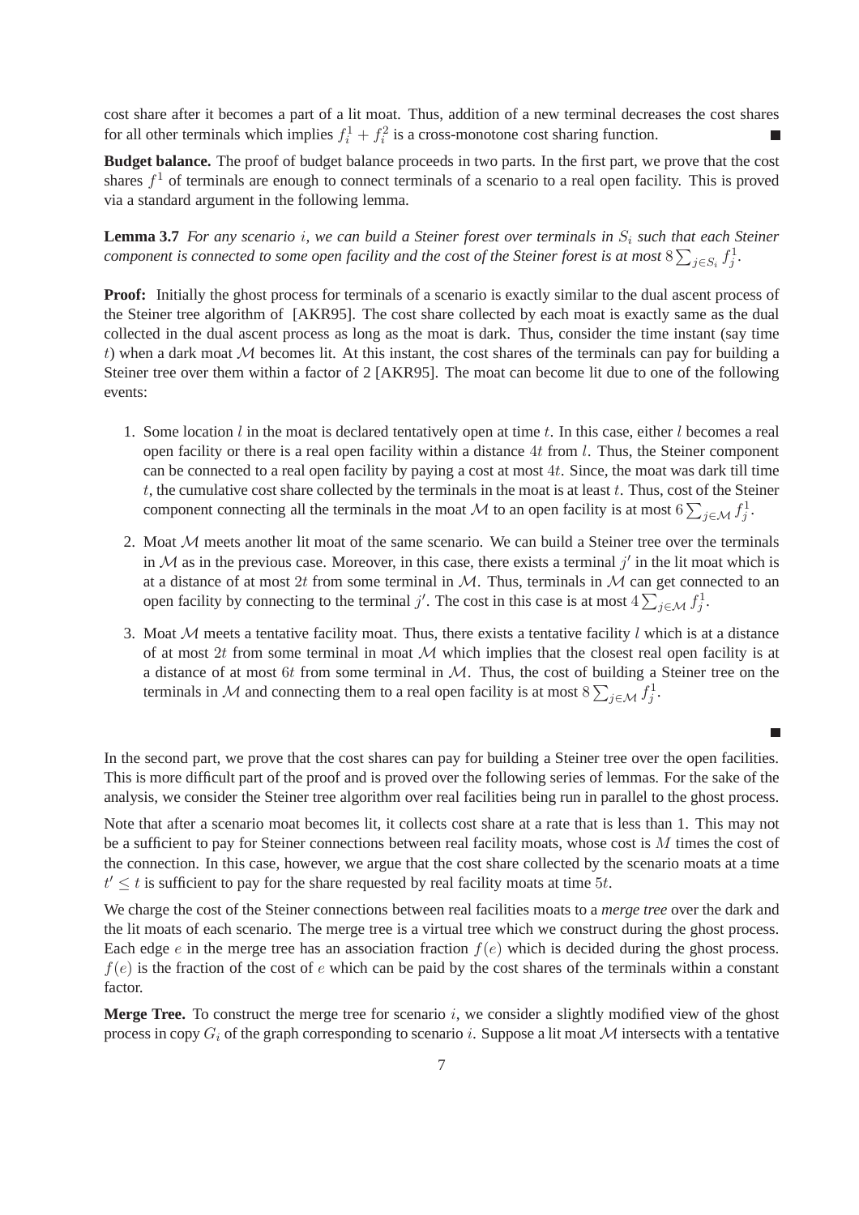cost share after it becomes a part of a lit moat. Thus, addition of a new terminal decreases the cost shares for all other terminals which implies $f_i^1 + f_i^2$ is a cross-monotone cost sharing function. ∎

**Budget balance.** The proof of budget balance proceeds in two parts. In the first part, we prove that the cost shares $f^1$ of terminals are enough to connect terminals of a scenario to a real open facility. This is proved via a standard argument in the following lemma.

**Lemma 3.7** *For any scenario $i$, we can build a Steiner forest over terminals in $S_i$ such that each Steiner component is connected to some open facility and the cost of the Steiner forest is at most $8\sum_{j\in S_i} f_j^1$.*

**Proof:** Initially the ghost process for terminals of a scenario is exactly similar to the dual ascent process of the Steiner tree algorithm of [AKR95]. The cost share collected by each moat is exactly same as the dual collected in the dual ascent process as long as the moat is dark. Thus, consider the time instant (say time $t$) when a dark moat $\mathcal{M}$ becomes lit. At this instant, the cost shares of the terminals can pay for building a Steiner tree over them within a factor of 2 [AKR95]. The moat can become lit due to one of the following events:

1. Some location $l$ in the moat is declared tentatively open at time $t$. In this case, either $l$ becomes a real open facility or there is a real open facility within a distance $4t$ from $l$. Thus, the Steiner component can be connected to a real open facility by paying a cost at most $4t$. Since, the moat was dark till time $t$, the cumulative cost share collected by the terminals in the moat is at least $t$. Thus, cost of the Steiner component connecting all the terminals in the moat $\mathcal{M}$ to an open facility is at most $6\sum_{j\in\mathcal{M}} f_j^1$.

2. Moat $\mathcal{M}$ meets another lit moat of the same scenario. We can build a Steiner tree over the terminals in $\mathcal{M}$ as in the previous case. Moreover, in this case, there exists a terminal $j'$ in the lit moat which is at a distance of at most $2t$ from some terminal in $\mathcal{M}$. Thus, terminals in $\mathcal{M}$ can get connected to an open facility by connecting to the terminal $j'$. The cost in this case is at most $4\sum_{j\in\mathcal{M}} f_j^1$.

3. Moat $\mathcal{M}$ meets a tentative facility moat. Thus, there exists a tentative facility $l$ which is at a distance of at most $2t$ from some terminal in moat $\mathcal{M}$ which implies that the closest real open facility is at a distance of at most $6t$ from some terminal in $\mathcal{M}$. Thus, the cost of building a Steiner tree on the terminals in $\mathcal{M}$ and connecting them to a real open facility is at most $8\sum_{j\in\mathcal{M}} f_j^1$.

∎

In the second part, we prove that the cost shares can pay for building a Steiner tree over the open facilities. This is more difficult part of the proof and is proved over the following series of lemmas. For the sake of the analysis, we consider the Steiner tree algorithm over real facilities being run in parallel to the ghost process.

Note that after a scenario moat becomes lit, it collects cost share at a rate that is less than 1. This may not be a sufficient to pay for Steiner connections between real facility moats, whose cost is $M$ times the cost of the connection. In this case, however, we argue that the cost share collected by the scenario moats at a time $t' \leq t$ is sufficient to pay for the share requested by real facility moats at time $5t$.

We charge the cost of the Steiner connections between real facilities moats to a *merge tree* over the dark and the lit moats of each scenario. The merge tree is a virtual tree which we construct during the ghost process. Each edge $e$ in the merge tree has an association fraction $f(e)$ which is decided during the ghost process. $f(e)$ is the fraction of the cost of $e$ which can be paid by the cost shares of the terminals within a constant factor.

**Merge Tree.** To construct the merge tree for scenario $i$, we consider a slightly modified view of the ghost process in copy $G_i$ of the graph corresponding to scenario $i$. Suppose a lit moat $\mathcal{M}$ intersects with a tentative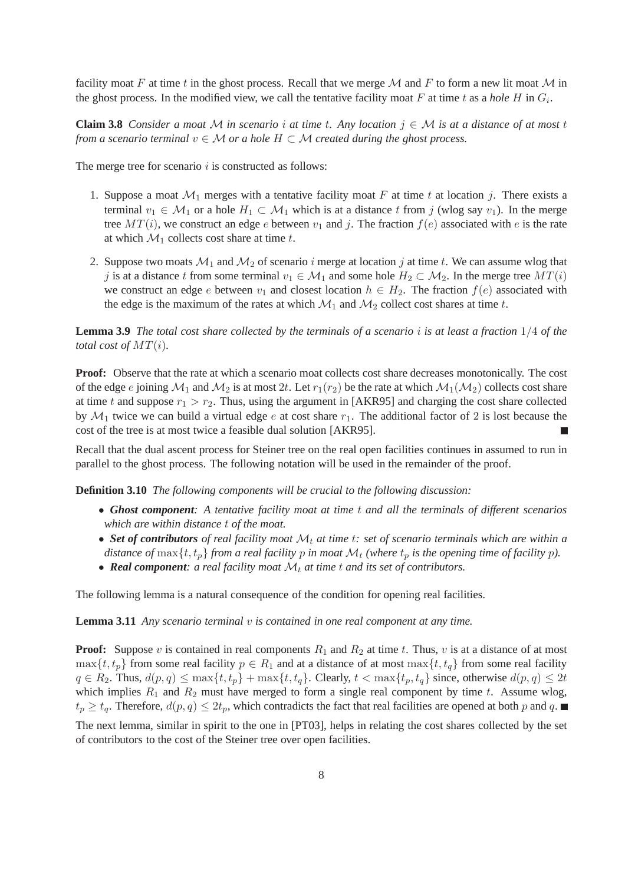facility moat $F$ at time $t$ in the ghost process. Recall that we merge $\mathcal{M}$ and $F$ to form a new lit moat $\mathcal{M}$ in the ghost process. In the modified view, we call the tentative facility moat $F$ at time $t$ as a *hole* $H$ in $G_i$.

**Claim 3.8** *Consider a moat $\mathcal{M}$ in scenario $i$ at time $t$. Any location $j \in \mathcal{M}$ is at a distance of at most $t$ from a scenario terminal $v \in \mathcal{M}$ or a hole $H \subset \mathcal{M}$ created during the ghost process.*

The merge tree for scenario $i$ is constructed as follows:

1. Suppose a moat $\mathcal{M}_1$ merges with a tentative facility moat $F$ at time $t$ at location $j$. There exists a terminal $v_1 \in \mathcal{M}_1$ or a hole $H_1 \subset \mathcal{M}_1$ which is at a distance $t$ from $j$ (wlog say $v_1$). In the merge tree $MT(i)$, we construct an edge $e$ between $v_1$ and $j$. The fraction $f(e)$ associated with $e$ is the rate at which $\mathcal{M}_1$ collects cost share at time $t$.
2. Suppose two moats $\mathcal{M}_1$ and $\mathcal{M}_2$ of scenario $i$ merge at location $j$ at time $t$. We can assume wlog that $j$ is at a distance $t$ from some terminal $v_1 \in \mathcal{M}_1$ and some hole $H_2 \subset \mathcal{M}_2$. In the merge tree $MT(i)$ we construct an edge $e$ between $v_1$ and closest location $h \in H_2$. The fraction $f(e)$ associated with the edge is the maximum of the rates at which $\mathcal{M}_1$ and $\mathcal{M}_2$ collect cost shares at time $t$.

**Lemma 3.9** *The total cost share collected by the terminals of a scenario $i$ is at least a fraction $1/4$ of the total cost of $MT(i)$.*

**Proof:** Observe that the rate at which a scenario moat collects cost share decreases monotonically. The cost of the edge $e$ joining $\mathcal{M}_1$ and $\mathcal{M}_2$ is at most $2t$. Let $r_1(r_2)$ be the rate at which $\mathcal{M}_1(\mathcal{M}_2)$ collects cost share at time $t$ and suppose $r_1 > r_2$. Thus, using the argument in [AKR95] and charging the cost share collected by $\mathcal{M}_1$ twice we can build a virtual edge $e$ at cost share $r_1$. The additional factor of 2 is lost because the cost of the tree is at most twice a feasible dual solution [AKR95]. ∎

Recall that the dual ascent process for Steiner tree on the real open facilities continues in assumed to run in parallel to the ghost process. The following notation will be used in the remainder of the proof.

**Definition 3.10** *The following components will be crucial to the following discussion:*

- ***Ghost component**: A tentative facility moat at time $t$ and all the terminals of different scenarios which are within distance $t$ of the moat.*
- ***Set of contributors** of real facility moat $\mathcal{M}_t$ at time $t$: set of scenario terminals which are within a distance of $\max\{t, t_p\}$ from a real facility $p$ in moat $\mathcal{M}_t$ (where $t_p$ is the opening time of facility $p$).*
- ***Real component**: a real facility moat $\mathcal{M}_t$ at time $t$ and its set of contributors.*

The following lemma is a natural consequence of the condition for opening real facilities.

**Lemma 3.11** *Any scenario terminal $v$ is contained in one real component at any time.*

**Proof:** Suppose $v$ is contained in real components $R_1$ and $R_2$ at time $t$. Thus, $v$ is at a distance of at most $\max\{t, t_p\}$ from some real facility $p \in R_1$ and at a distance of at most $\max\{t, t_q\}$ from some real facility $q \in R_2$. Thus, $d(p, q) \leq \max\{t, t_p\} + \max\{t, t_q\}$. Clearly, $t < \max\{t_p, t_q\}$ since, otherwise $d(p, q) \leq 2t$ which implies $R_1$ and $R_2$ must have merged to form a single real component by time $t$. Assume wlog, $t_p \geq t_q$. Therefore, $d(p, q) \leq 2t_p$, which contradicts the fact that real facilities are opened at both $p$ and $q$. ∎

The next lemma, similar in spirit to the one in [PT03], helps in relating the cost shares collected by the set of contributors to the cost of the Steiner tree over open facilities.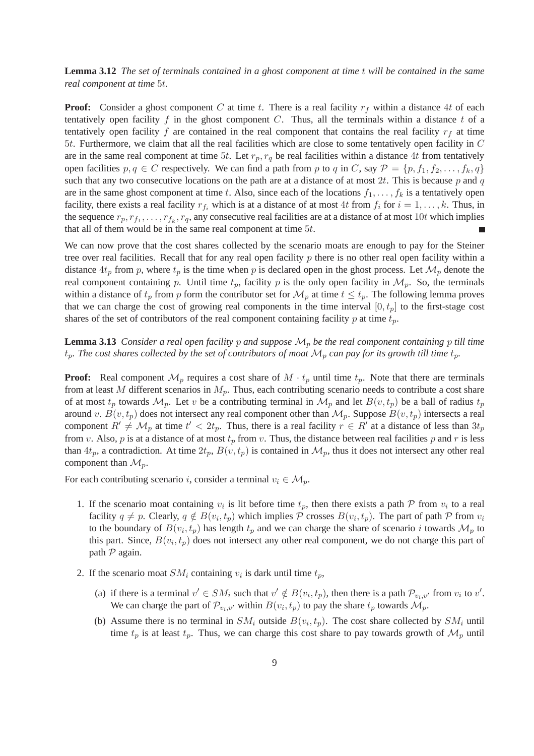**Lemma 3.12** *The set of terminals contained in a ghost component at time $t$ will be contained in the same real component at time $5t$.*

**Proof:** Consider a ghost component $C$ at time $t$. There is a real facility $r_f$ within a distance $4t$ of each tentatively open facility $f$ in the ghost component $C$. Thus, all the terminals within a distance $t$ of a tentatively open facility $f$ are contained in the real component that contains the real facility $r_f$ at time $5t$. Furthermore, we claim that all the real facilities which are close to some tentatively open facility in $C$ are in the same real component at time $5t$. Let $r_p, r_q$ be real facilities within a distance $4t$ from tentatively open facilities $p, q \in C$ respectively. We can find a path from $p$ to $q$ in $C$, say $\mathcal{P} = \{p, f_1, f_2, \ldots, f_k, q\}$ such that any two consecutive locations on the path are at a distance of at most $2t$. This is because $p$ and $q$ are in the same ghost component at time $t$. Also, since each of the locations $f_1, \ldots, f_k$ is a tentatively open facility, there exists a real facility $r_{f_i}$ which is at a distance of at most $4t$ from $f_i$ for $i = 1, \ldots, k$. Thus, in the sequence $r_p, r_{f_1}, \ldots, r_{f_k}, r_q$, any consecutive real facilities are at a distance of at most $10t$ which implies that all of them would be in the same real component at time $5t$. ∎

We can now prove that the cost shares collected by the scenario moats are enough to pay for the Steiner tree over real facilities. Recall that for any real open facility $p$ there is no other real open facility within a distance $4t_p$ from $p$, where $t_p$ is the time when $p$ is declared open in the ghost process. Let $\mathcal{M}_p$ denote the real component containing $p$. Until time $t_p$, facility $p$ is the only open facility in $\mathcal{M}_p$. So, the terminals within a distance of $t_p$ from $p$ form the contributor set for $\mathcal{M}_p$ at time $t \leq t_p$. The following lemma proves that we can charge the cost of growing real components in the time interval $[0, t_p]$ to the first-stage cost shares of the set of contributors of the real component containing facility $p$ at time $t_p$.

**Lemma 3.13** *Consider a real open facility $p$ and suppose $\mathcal{M}_p$ be the real component containing $p$ till time $t_p$. The cost shares collected by the set of contributors of moat $\mathcal{M}_p$ can pay for its growth till time $t_p$.*

**Proof:** Real component $\mathcal{M}_p$ requires a cost share of $M \cdot t_p$ until time $t_p$. Note that there are terminals from at least $M$ different scenarios in $M_p$. Thus, each contributing scenario needs to contribute a cost share of at most $t_p$ towards $\mathcal{M}_p$. Let $v$ be a contributing terminal in $\mathcal{M}_p$ and let $B(v, t_p)$ be a ball of radius $t_p$ around $v$. $B(v, t_p)$ does not intersect any real component other than $\mathcal{M}_p$. Suppose $B(v, t_p)$ intersects a real component $R' \neq \mathcal{M}_p$ at time $t' < 2t_p$. Thus, there is a real facility $r \in R'$ at a distance of less than $3t_p$ from $v$. Also, $p$ is at a distance of at most $t_p$ from $v$. Thus, the distance between real facilities $p$ and $r$ is less than $4t_p$, a contradiction. At time $2t_p$, $B(v, t_p)$ is contained in $\mathcal{M}_p$, thus it does not intersect any other real component than $\mathcal{M}_p$.

For each contributing scenario $i$, consider a terminal $v_i \in \mathcal{M}_p$.

1. If the scenario moat containing $v_i$ is lit before time $t_p$, then there exists a path $\mathcal{P}$ from $v_i$ to a real facility $q \neq p$. Clearly, $q \notin B(v_i, t_p)$ which implies $\mathcal{P}$ crosses $B(v_i, t_p)$. The part of path $\mathcal{P}$ from $v_i$ to the boundary of $B(v_i, t_p)$ has length $t_p$ and we can charge the share of scenario $i$ towards $\mathcal{M}_p$ to this part. Since, $B(v_i, t_p)$ does not intersect any other real component, we do not charge this part of path $\mathcal{P}$ again.

2. If the scenario moat $SM_i$ containing $v_i$ is dark until time $t_p$,

   (a) if there is a terminal $v' \in SM_i$ such that $v' \notin B(v_i, t_p)$, then there is a path $\mathcal{P}_{v_i, v'}$ from $v_i$ to $v'$. We can charge the part of $\mathcal{P}_{v_i, v'}$ within $B(v_i, t_p)$ to pay the share $t_p$ towards $\mathcal{M}_p$.

   (b) Assume there is no terminal in $SM_i$ outside $B(v_i, t_p)$. The cost share collected by $SM_i$ until time $t_p$ is at least $t_p$. Thus, we can charge this cost share to pay towards growth of $\mathcal{M}_p$ until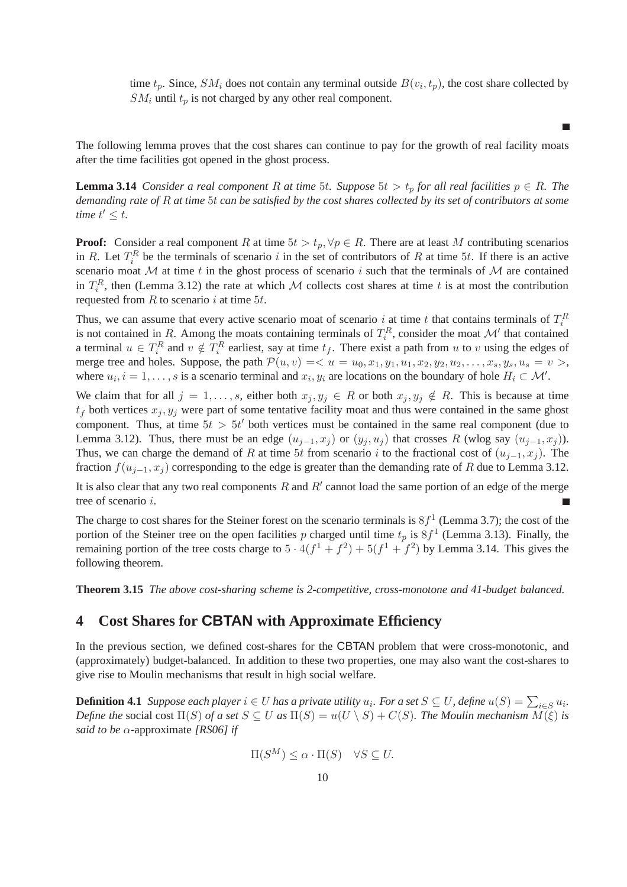time $t_p$. Since, $SM_i$ does not contain any terminal outside $B(v_i, t_p)$, the cost share collected by $SM_i$ until $t_p$ is not charged by any other real component.

■

The following lemma proves that the cost shares can continue to pay for the growth of real facility moats after the time facilities got opened in the ghost process.

**Lemma 3.14** *Consider a real component $R$ at time $5t$. Suppose $5t > t_p$ for all real facilities $p \in R$. The demanding rate of $R$ at time $5t$ can be satisfied by the cost shares collected by its set of contributors at some time $t' \leq t$.*

**Proof:** Consider a real component $R$ at time $5t > t_p, \forall p \in R$. There are at least $M$ contributing scenarios in $R$. Let $T_i^R$ be the terminals of scenario $i$ in the set of contributors of $R$ at time $5t$. If there is an active scenario moat $\mathcal{M}$ at time $t$ in the ghost process of scenario $i$ such that the terminals of $\mathcal{M}$ are contained in $T_i^R$, then (Lemma 3.12) the rate at which $\mathcal{M}$ collects cost shares at time $t$ is at most the contribution requested from $R$ to scenario $i$ at time $5t$.

Thus, we can assume that every active scenario moat of scenario $i$ at time $t$ that contains terminals of $T_i^R$ is not contained in $R$. Among the moats containing terminals of $T_i^R$, consider the moat $\mathcal{M}'$ that contained a terminal $u \in T_i^R$ and $v \notin T_i^R$ earliest, say at time $t_f$. There exist a path from $u$ to $v$ using the edges of merge tree and holes. Suppose, the path $\mathcal{P}(u, v) = < u = u_0, x_1, y_1, u_1, x_2, y_2, u_2, \ldots, x_s, y_s, u_s = v >$, where $u_i, i = 1, \ldots, s$ is a scenario terminal and $x_i, y_i$ are locations on the boundary of hole $H_i \subset \mathcal{M}'$.

We claim that for all $j = 1, \ldots, s$, either both $x_j, y_j \in R$ or both $x_j, y_j \notin R$. This is because at time $t_f$ both vertices $x_j, y_j$ were part of some tentative facility moat and thus were contained in the same ghost component. Thus, at time $5t > 5t'$ both vertices must be contained in the same real component (due to Lemma 3.12). Thus, there must be an edge $(u_{j-1}, x_j)$ or $(y_j, u_j)$ that crosses $R$ (wlog say $(u_{j-1}, x_j)$). Thus, we can charge the demand of $R$ at time $5t$ from scenario $i$ to the fractional cost of $(u_{j-1}, x_j)$. The fraction $f(u_{j-1}, x_j)$ corresponding to the edge is greater than the demanding rate of $R$ due to Lemma 3.12.

It is also clear that any two real components $R$ and $R'$ cannot load the same portion of an edge of the merge tree of scenario $i$. ■

The charge to cost shares for the Steiner forest on the scenario terminals is $8f^1$ (Lemma 3.7); the cost of the portion of the Steiner tree on the open facilities $p$ charged until time $t_p$ is $8f^1$ (Lemma 3.13). Finally, the remaining portion of the tree costs charge to $5 \cdot 4(f^1 + f^2) + 5(f^1 + f^2)$ by Lemma 3.14. This gives the following theorem.

**Theorem 3.15** *The above cost-sharing scheme is 2-competitive, cross-monotone and 41-budget balanced.*

# 4 Cost Shares for CBTAN with Approximate Efficiency

In the previous section, we defined cost-shares for the CBTAN problem that were cross-monotonic, and (approximately) budget-balanced. In addition to these two properties, one may also want the cost-shares to give rise to Moulin mechanisms that result in high social welfare.

**Definition 4.1** *Suppose each player $i \in U$ has a private utility $u_i$. For a set $S \subseteq U$, define $u(S) = \sum_{i \in S} u_i$. Define the* social cost *$\Pi(S)$ of a set $S \subseteq U$ as $\Pi(S) = u(U \setminus S) + C(S)$. The Moulin mechanism $M(\xi)$ is said to be $\alpha$-*approximate *[RS06] if*

$$\Pi(S^M) \leq \alpha \cdot \Pi(S) \quad \forall S \subseteq U.$$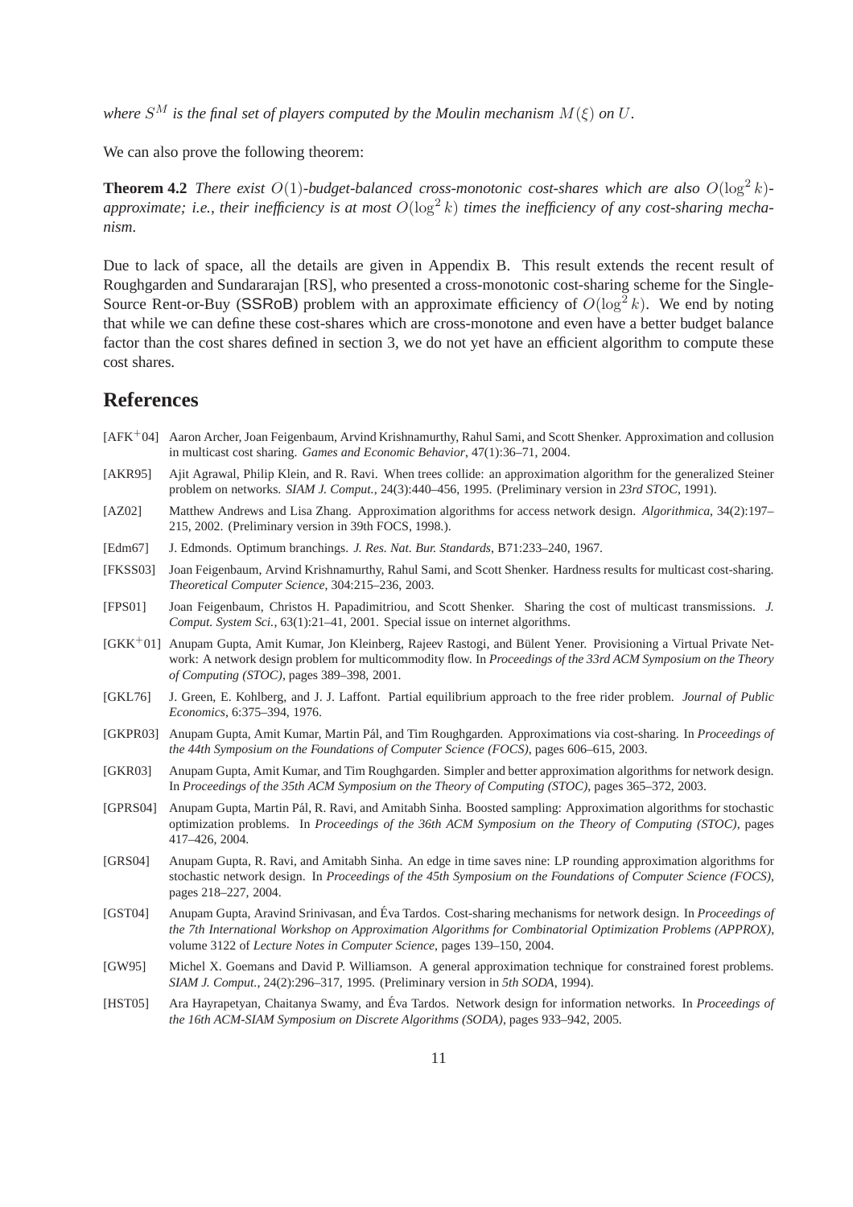*where $S^M$ is the final set of players computed by the Moulin mechanism $M(\xi)$ on $U$.*

We can also prove the following theorem:

**Theorem 4.2** *There exist $O(1)$-budget-balanced cross-monotonic cost-shares which are also $O(\log^2 k)$-approximate; i.e., their inefficiency is at most $O(\log^2 k)$ times the inefficiency of any cost-sharing mechanism.*

Due to lack of space, all the details are given in Appendix B. This result extends the recent result of Roughgarden and Sundararajan [RS], who presented a cross-monotonic cost-sharing scheme for the Single-Source Rent-or-Buy (SSRoB) problem with an approximate efficiency of $O(\log^2 k)$. We end by noting that while we can define these cost-shares which are cross-monotone and even have a better budget balance factor than the cost shares defined in section 3, we do not yet have an efficient algorithm to compute these cost shares.

## References

[AFK+04] Aaron Archer, Joan Feigenbaum, Arvind Krishnamurthy, Rahul Sami, and Scott Shenker. Approximation and collusion in multicast cost sharing. *Games and Economic Behavior*, 47(1):36–71, 2004.

[AKR95] Ajit Agrawal, Philip Klein, and R. Ravi. When trees collide: an approximation algorithm for the generalized Steiner problem on networks. *SIAM J. Comput.*, 24(3):440–456, 1995. (Preliminary version in *23rd STOC*, 1991).

[AZ02] Matthew Andrews and Lisa Zhang. Approximation algorithms for access network design. *Algorithmica*, 34(2):197–215, 2002. (Preliminary version in 39th FOCS, 1998.).

[Edm67] J. Edmonds. Optimum branchings. *J. Res. Nat. Bur. Standards*, B71:233–240, 1967.

[FKSS03] Joan Feigenbaum, Arvind Krishnamurthy, Rahul Sami, and Scott Shenker. Hardness results for multicast cost-sharing. *Theoretical Computer Science*, 304:215–236, 2003.

[FPS01] Joan Feigenbaum, Christos H. Papadimitriou, and Scott Shenker. Sharing the cost of multicast transmissions. *J. Comput. System Sci.*, 63(1):21–41, 2001. Special issue on internet algorithms.

[GKK+01] Anupam Gupta, Amit Kumar, Jon Kleinberg, Rajeev Rastogi, and Bülent Yener. Provisioning a Virtual Private Network: A network design problem for multicommodity flow. In *Proceedings of the 33rd ACM Symposium on the Theory of Computing (STOC)*, pages 389–398, 2001.

[GKL76] J. Green, E. Kohlberg, and J. J. Laffont. Partial equilibrium approach to the free rider problem. *Journal of Public Economics*, 6:375–394, 1976.

[GKPR03] Anupam Gupta, Amit Kumar, Martin Pál, and Tim Roughgarden. Approximations via cost-sharing. In *Proceedings of the 44th Symposium on the Foundations of Computer Science (FOCS)*, pages 606–615, 2003.

[GKR03] Anupam Gupta, Amit Kumar, and Tim Roughgarden. Simpler and better approximation algorithms for network design. In *Proceedings of the 35th ACM Symposium on the Theory of Computing (STOC)*, pages 365–372, 2003.

[GPRS04] Anupam Gupta, Martin Pál, R. Ravi, and Amitabh Sinha. Boosted sampling: Approximation algorithms for stochastic optimization problems. In *Proceedings of the 36th ACM Symposium on the Theory of Computing (STOC)*, pages 417–426, 2004.

[GRS04] Anupam Gupta, R. Ravi, and Amitabh Sinha. An edge in time saves nine: LP rounding approximation algorithms for stochastic network design. In *Proceedings of the 45th Symposium on the Foundations of Computer Science (FOCS)*, pages 218–227, 2004.

[GST04] Anupam Gupta, Aravind Srinivasan, and Éva Tardos. Cost-sharing mechanisms for network design. In *Proceedings of the 7th International Workshop on Approximation Algorithms for Combinatorial Optimization Problems (APPROX)*, volume 3122 of *Lecture Notes in Computer Science*, pages 139–150, 2004.

[GW95] Michel X. Goemans and David P. Williamson. A general approximation technique for constrained forest problems. *SIAM J. Comput.*, 24(2):296–317, 1995. (Preliminary version in *5th SODA*, 1994).

[HST05] Ara Hayrapetyan, Chaitanya Swamy, and Éva Tardos. Network design for information networks. In *Proceedings of the 16th ACM-SIAM Symposium on Discrete Algorithms (SODA)*, pages 933–942, 2005.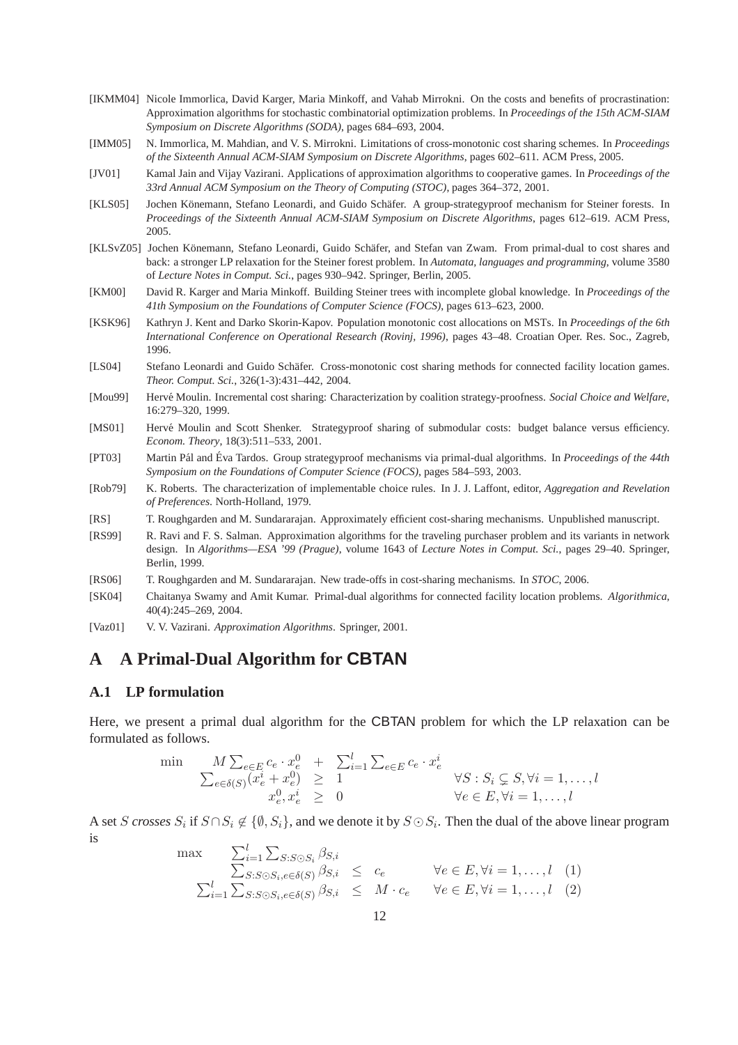[IKMM04] Nicole Immorlica, David Karger, Maria Minkoff, and Vahab Mirrokni. On the costs and benefits of procrastination: Approximation algorithms for stochastic combinatorial optimization problems. In *Proceedings of the 15th ACM-SIAM Symposium on Discrete Algorithms (SODA)*, pages 684–693, 2004.

[IMM05] N. Immorlica, M. Mahdian, and V. S. Mirrokni. Limitations of cross-monotonic cost sharing schemes. In *Proceedings of the Sixteenth Annual ACM-SIAM Symposium on Discrete Algorithms*, pages 602–611. ACM Press, 2005.

[JV01] Kamal Jain and Vijay Vazirani. Applications of approximation algorithms to cooperative games. In *Proceedings of the 33rd Annual ACM Symposium on the Theory of Computing (STOC)*, pages 364–372, 2001.

[KLS05] Jochen Könemann, Stefano Leonardi, and Guido Schäfer. A group-strategyproof mechanism for Steiner forests. In *Proceedings of the Sixteenth Annual ACM-SIAM Symposium on Discrete Algorithms*, pages 612–619. ACM Press, 2005.

[KLSvZ05] Jochen Könemann, Stefano Leonardi, Guido Schäfer, and Stefan van Zwam. From primal-dual to cost shares and back: a stronger LP relaxation for the Steiner forest problem. In *Automata, languages and programming*, volume 3580 of *Lecture Notes in Comput. Sci.*, pages 930–942. Springer, Berlin, 2005.

[KM00] David R. Karger and Maria Minkoff. Building Steiner trees with incomplete global knowledge. In *Proceedings of the 41th Symposium on the Foundations of Computer Science (FOCS)*, pages 613–623, 2000.

[KSK96] Kathryn J. Kent and Darko Skorin-Kapov. Population monotonic cost allocations on MSTs. In *Proceedings of the 6th International Conference on Operational Research (Rovinj, 1996)*, pages 43–48. Croatian Oper. Res. Soc., Zagreb, 1996.

[LS04] Stefano Leonardi and Guido Schäfer. Cross-monotonic cost sharing methods for connected facility location games. *Theor. Comput. Sci.*, 326(1-3):431–442, 2004.

[Mou99] Hervé Moulin. Incremental cost sharing: Characterization by coalition strategy-proofness. *Social Choice and Welfare*, 16:279–320, 1999.

[MS01] Hervé Moulin and Scott Shenker. Strategyproof sharing of submodular costs: budget balance versus efficiency. *Econom. Theory*, 18(3):511–533, 2001.

[PT03] Martin Pál and Éva Tardos. Group strategyproof mechanisms via primal-dual algorithms. In *Proceedings of the 44th Symposium on the Foundations of Computer Science (FOCS)*, pages 584–593, 2003.

[Rob79] K. Roberts. The characterization of implementable choice rules. In J. J. Laffont, editor, *Aggregation and Revelation of Preferences*. North-Holland, 1979.

[RS] T. Roughgarden and M. Sundararajan. Approximately efficient cost-sharing mechanisms. Unpublished manuscript.

[RS99] R. Ravi and F. S. Salman. Approximation algorithms for the traveling purchaser problem and its variants in network design. In *Algorithms—ESA '99 (Prague)*, volume 1643 of *Lecture Notes in Comput. Sci.*, pages 29–40. Springer, Berlin, 1999.

[RS06] T. Roughgarden and M. Sundararajan. New trade-offs in cost-sharing mechanisms. In *STOC*, 2006.

[SK04] Chaitanya Swamy and Amit Kumar. Primal-dual algorithms for connected facility location problems. *Algorithmica*, 40(4):245–269, 2004.

[Vaz01] V. V. Vazirani. *Approximation Algorithms*. Springer, 2001.

# A A Primal-Dual Algorithm for CBTAN

## A.1 LP formulation

Here, we present a primal dual algorithm for the CBTAN problem for which the LP relaxation can be formulated as follows.

$$\begin{array}{lrcll}
\min & M\sum_{e\in E} c_e \cdot x_e^0 & + & \sum_{i=1}^{l}\sum_{e\in E} c_e\cdot x_e^i & \\
& \sum_{e\in\delta(S)}(x_e^i + x_e^0) & \geq & 1 & \forall S : S_i \subsetneq S, \forall i = 1,\ldots,l \\
& x_e^0, x_e^i & \geq & 0 & \forall e \in E, \forall i = 1,\ldots,l
\end{array}$$

A set $S$ *crosses* $S_i$ if $S \cap S_i \notin \{\emptyset, S_i\}$, and we denote it by $S \odot S_i$. Then the dual of the above linear program is

$$\begin{array}{lrcll}
\max & \sum_{i=1}^{l}\sum_{S:S\odot S_i}\beta_{S,i} & & & \\
& \sum_{S:S\odot S_i, e\in\delta(S)}\beta_{S,i} & \leq & c_e & \forall e\in E, \forall i = 1,\ldots,l \quad (1) \\
& \sum_{i=1}^{l}\sum_{S:S\odot S_i, e\in\delta(S)}\beta_{S,i} & \leq & M\cdot c_e & \forall e\in E, \forall i = 1,\ldots,l \quad (2)
\end{array}$$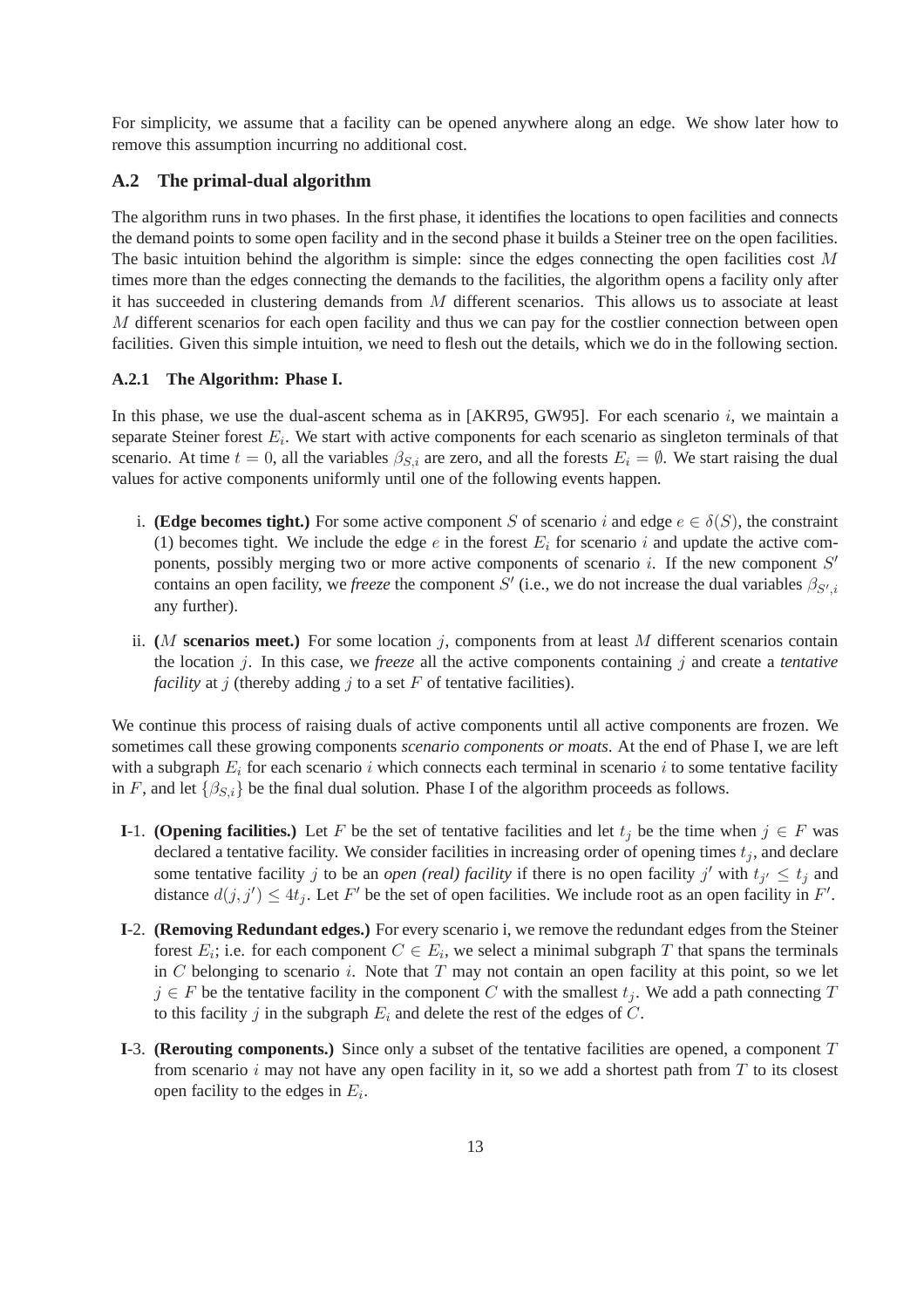For simplicity, we assume that a facility can be opened anywhere along an edge. We show later how to remove this assumption incurring no additional cost.

## A.2 The primal-dual algorithm

The algorithm runs in two phases. In the first phase, it identifies the locations to open facilities and connects the demand points to some open facility and in the second phase it builds a Steiner tree on the open facilities. The basic intuition behind the algorithm is simple: since the edges connecting the open facilities cost $M$ times more than the edges connecting the demands to the facilities, the algorithm opens a facility only after it has succeeded in clustering demands from $M$ different scenarios. This allows us to associate at least $M$ different scenarios for each open facility and thus we can pay for the costlier connection between open facilities. Given this simple intuition, we need to flesh out the details, which we do in the following section.

### A.2.1 The Algorithm: Phase I.

In this phase, we use the dual-ascent schema as in [AKR95, GW95]. For each scenario $i$, we maintain a separate Steiner forest $E_i$. We start with active components for each scenario as singleton terminals of that scenario. At time $t = 0$, all the variables $\beta_{S,i}$ are zero, and all the forests $E_i = \emptyset$. We start raising the dual values for active components uniformly until one of the following events happen.

i. **(Edge becomes tight.)** For some active component $S$ of scenario $i$ and edge $e \in \delta(S)$, the constraint (1) becomes tight. We include the edge $e$ in the forest $E_i$ for scenario $i$ and update the active components, possibly merging two or more active components of scenario $i$. If the new component $S'$ contains an open facility, we *freeze* the component $S'$ (i.e., we do not increase the dual variables $\beta_{S',i}$ any further).

ii. **($M$ scenarios meet.)** For some location $j$, components from at least $M$ different scenarios contain the location $j$. In this case, we *freeze* all the active components containing $j$ and create a *tentative facility* at $j$ (thereby adding $j$ to a set $F$ of tentative facilities).

We continue this process of raising duals of active components until all active components are frozen. We sometimes call these growing components *scenario components or moats*. At the end of Phase I, we are left with a subgraph $E_i$ for each scenario $i$ which connects each terminal in scenario $i$ to some tentative facility in $F$, and let $\{\beta_{S,i}\}$ be the final dual solution. Phase I of the algorithm proceeds as follows.

**I**-1. **(Opening facilities.)** Let $F$ be the set of tentative facilities and let $t_j$ be the time when $j \in F$ was declared a tentative facility. We consider facilities in increasing order of opening times $t_j$, and declare some tentative facility $j$ to be an *open (real) facility* if there is no open facility $j'$ with $t_{j'} \leq t_j$ and distance $d(j, j') \leq 4t_j$. Let $F'$ be the set of open facilities. We include root as an open facility in $F'$.

**I**-2. **(Removing Redundant edges.)** For every scenario i, we remove the redundant edges from the Steiner forest $E_i$; i.e. for each component $C \in E_i$, we select a minimal subgraph $T$ that spans the terminals in $C$ belonging to scenario $i$. Note that $T$ may not contain an open facility at this point, so we let $j \in F$ be the tentative facility in the component $C$ with the smallest $t_j$. We add a path connecting $T$ to this facility $j$ in the subgraph $E_i$ and delete the rest of the edges of $C$.

**I**-3. **(Rerouting components.)** Since only a subset of the tentative facilities are opened, a component $T$ from scenario $i$ may not have any open facility in it, so we add a shortest path from $T$ to its closest open facility to the edges in $E_i$.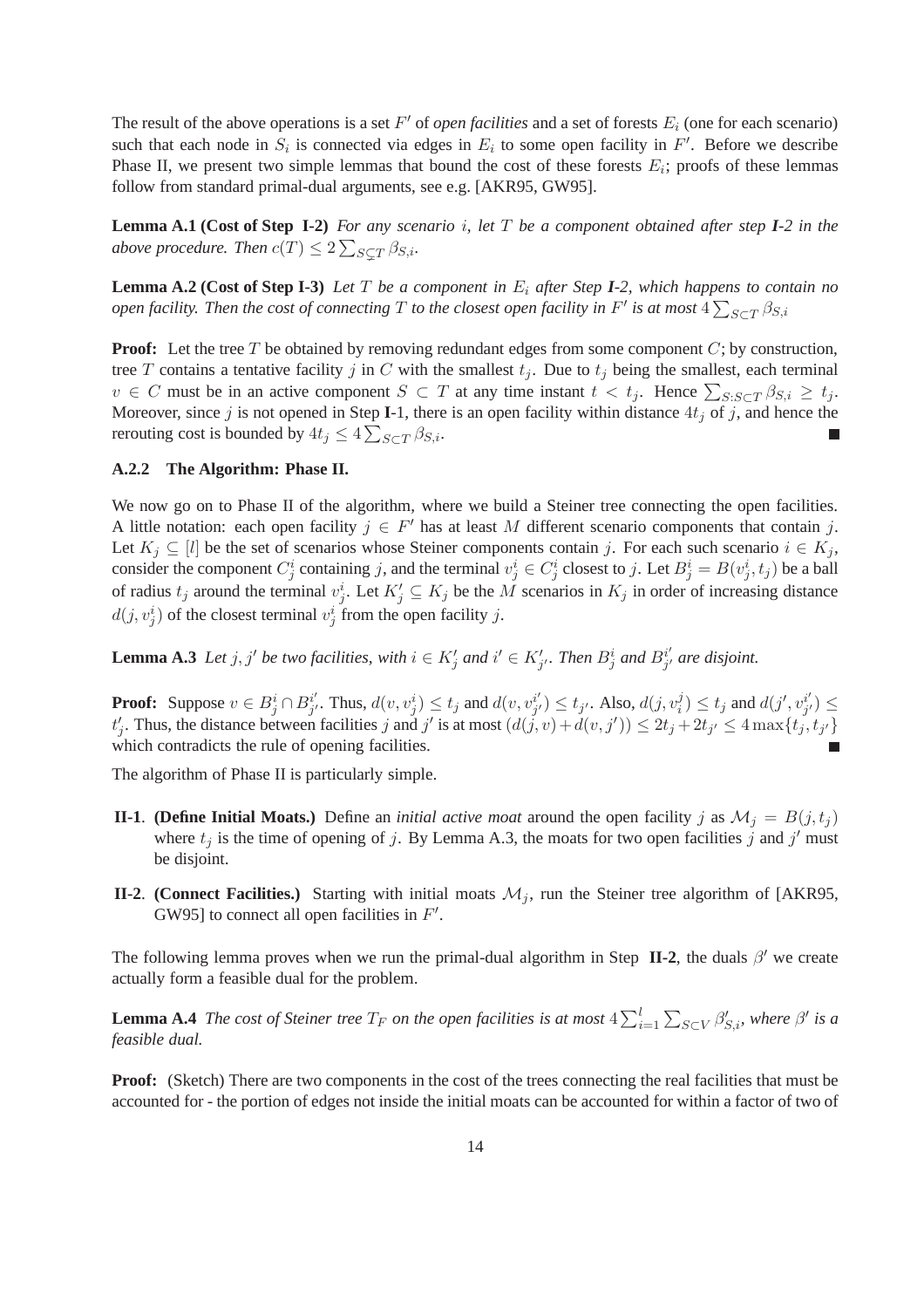The result of the above operations is a set $F'$ of *open facilities* and a set of forests $E_i$ (one for each scenario) such that each node in $S_i$ is connected via edges in $E_i$ to some open facility in $F'$. Before we describe Phase II, we present two simple lemmas that bound the cost of these forests $E_i$; proofs of these lemmas follow from standard primal-dual arguments, see e.g. [AKR95, GW95].

**Lemma A.1 (Cost of Step I-2)** *For any scenario $i$, let $T$ be a component obtained after step **I**-2 in the above procedure. Then $c(T) \leq 2\sum_{S \subsetneq T} \beta_{S,i}$.*

**Lemma A.2 (Cost of Step I-3)** *Let $T$ be a component in $E_i$ after Step **I**-2, which happens to contain no open facility. Then the cost of connecting $T$ to the closest open facility in $F'$ is at most $4\sum_{S \subset T} \beta_{S,i}$*

**Proof:** Let the tree $T$ be obtained by removing redundant edges from some component $C$; by construction, tree $T$ contains a tentative facility $j$ in $C$ with the smallest $t_j$. Due to $t_j$ being the smallest, each terminal $v \in C$ must be in an active component $S \subset T$ at any time instant $t < t_j$. Hence $\sum_{S: S \subset T} \beta_{S,i} \geq t_j$. Moreover, since $j$ is not opened in Step **I**-1, there is an open facility within distance $4t_j$ of $j$, and hence the rerouting cost is bounded by $4t_j \leq 4\sum_{S \subset T} \beta_{S,i}$. ∎

### A.2.2 The Algorithm: Phase II.

We now go on to Phase II of the algorithm, where we build a Steiner tree connecting the open facilities. A little notation: each open facility $j \in F'$ has at least $M$ different scenario components that contain $j$. Let $K_j \subseteq [l]$ be the set of scenarios whose Steiner components contain $j$. For each such scenario $i \in K_j$, consider the component $C_j^i$ containing $j$, and the terminal $v_j^i \in C_j^i$ closest to $j$. Let $B_j^i = B(v_j^i, t_j)$ be a ball of radius $t_j$ around the terminal $v_j^i$. Let $K'_j \subseteq K_j$ be the $M$ scenarios in $K_j$ in order of increasing distance $d(j, v_j^i)$ of the closest terminal $v_j^i$ from the open facility $j$.

**Lemma A.3** *Let $j, j'$ be two facilities, with $i \in K'_j$ and $i' \in K'_{j'}$. Then $B_j^i$ and $B_{j'}^{i'}$ are disjoint.*

**Proof:** Suppose $v \in B_j^i \cap B_{j'}^{i'}$. Thus, $d(v, v_j^i) \leq t_j$ and $d(v, v_{j'}^{i'}) \leq t_{j'}$. Also, $d(j, v_i^j) \leq t_j$ and $d(j', v_{j'}^{i'}) \leq t'_j$. Thus, the distance between facilities $j$ and $j'$ is at most $(d(j,v) + d(v,j')) \leq 2t_j + 2t_{j'} \leq 4\max\{t_j, t_{j'}\}$ which contradicts the rule of opening facilities. ∎

The algorithm of Phase II is particularly simple.

- **II-1**. **(Define Initial Moats.)** Define an *initial active moat* around the open facility $j$ as $\mathcal{M}_j = B(j, t_j)$ where $t_j$ is the time of opening of $j$. By Lemma A.3, the moats for two open facilities $j$ and $j'$ must be disjoint.
- **II-2**. **(Connect Facilities.)** Starting with initial moats $\mathcal{M}_j$, run the Steiner tree algorithm of [AKR95, GW95] to connect all open facilities in $F'$.

The following lemma proves when we run the primal-dual algorithm in Step **II-2**, the duals $\beta'$ we create actually form a feasible dual for the problem.

**Lemma A.4** *The cost of Steiner tree $T_F$ on the open facilities is at most $4\sum_{i=1}^{l}\sum_{S \subset V} \beta'_{S,i}$, where $\beta'$ is a feasible dual.*

**Proof:** (Sketch) There are two components in the cost of the trees connecting the real facilities that must be accounted for - the portion of edges not inside the initial moats can be accounted for within a factor of two of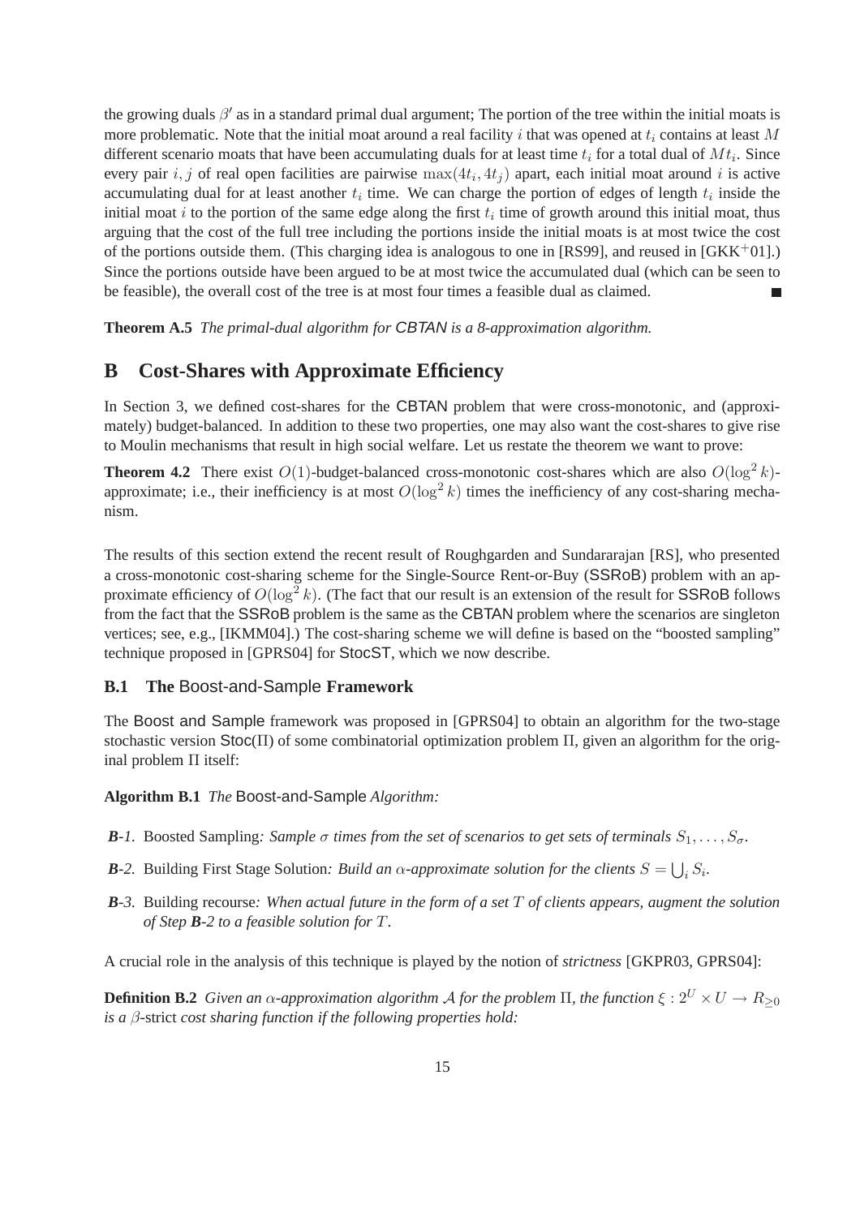the growing duals $\beta'$ as in a standard primal dual argument; The portion of the tree within the initial moats is more problematic. Note that the initial moat around a real facility $i$ that was opened at $t_i$ contains at least $M$ different scenario moats that have been accumulating duals for at least time $t_i$ for a total dual of $Mt_i$. Since every pair $i, j$ of real open facilities are pairwise $\max(4t_i, 4t_j)$ apart, each initial moat around $i$ is active accumulating dual for at least another $t_i$ time. We can charge the portion of edges of length $t_i$ inside the initial moat $i$ to the portion of the same edge along the first $t_i$ time of growth around this initial moat, thus arguing that the cost of the full tree including the portions inside the initial moats is at most twice the cost of the portions outside them. (This charging idea is analogous to one in [RS99], and reused in [GKK+01].) Since the portions outside have been argued to be at most twice the accumulated dual (which can be seen to be feasible), the overall cost of the tree is at most four times a feasible dual as claimed. ∎

**Theorem A.5** *The primal-dual algorithm for CBTAN is a 8-approximation algorithm.*

# B Cost-Shares with Approximate Efficiency

In Section 3, we defined cost-shares for the CBTAN problem that were cross-monotonic, and (approximately) budget-balanced. In addition to these two properties, one may also want the cost-shares to give rise to Moulin mechanisms that result in high social welfare. Let us restate the theorem we want to prove:

**Theorem 4.2** There exist $O(1)$-budget-balanced cross-monotonic cost-shares which are also $O(\log^2 k)$-approximate; i.e., their inefficiency is at most $O(\log^2 k)$ times the inefficiency of any cost-sharing mechanism.

The results of this section extend the recent result of Roughgarden and Sundararajan [RS], who presented a cross-monotonic cost-sharing scheme for the Single-Source Rent-or-Buy (SSRoB) problem with an approximate efficiency of $O(\log^2 k)$. (The fact that our result is an extension of the result for SSRoB follows from the fact that the SSRoB problem is the same as the CBTAN problem where the scenarios are singleton vertices; see, e.g., [IKMM04].) The cost-sharing scheme we will define is based on the "boosted sampling" technique proposed in [GPRS04] for StocST, which we now describe.

## B.1 The Boost-and-Sample Framework

The Boost and Sample framework was proposed in [GPRS04] to obtain an algorithm for the two-stage stochastic version Stoc($\Pi$) of some combinatorial optimization problem $\Pi$, given an algorithm for the original problem $\Pi$ itself:

**Algorithm B.1** *The* Boost-and-Sample *Algorithm:*

- ***B**-1.* Boosted Sampling*: Sample $\sigma$ times from the set of scenarios to get sets of terminals $S_1, \ldots, S_\sigma$.*
- ***B**-2.* Building First Stage Solution*: Build an $\alpha$-approximate solution for the clients $S = \bigcup_i S_i$.*
- ***B**-3.* Building recourse*: When actual future in the form of a set $T$ of clients appears, augment the solution of Step **B**-2 to a feasible solution for $T$.*

A crucial role in the analysis of this technique is played by the notion of *strictness* [GKPR03, GPRS04]:

**Definition B.2** *Given an $\alpha$-approximation algorithm $\mathcal{A}$ for the problem $\Pi$, the function $\xi : 2^U \times U \to R_{\geq 0}$ is a $\beta$-*strict *cost sharing function if the following properties hold:*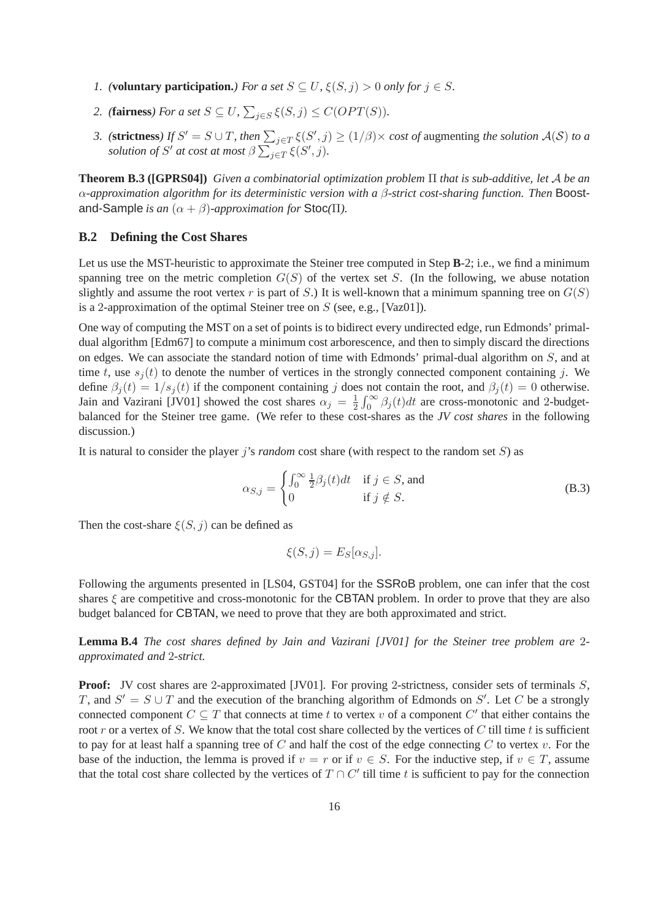1. *(***voluntary participation.***) For a set $S \subseteq U$, $\xi(S, j) > 0$ only for $j \in S$.*

2. *(***fairness***) For a set $S \subseteq U$, $\sum_{j \in S} \xi(S, j) \leq C(OPT(S))$.*

3. *(***strictness***) If $S' = S \cup T$, then $\sum_{j \in T} \xi(S', j) \geq (1/\beta) \times$ cost of* augmenting *the solution $\mathcal{A}(\mathcal{S})$ to a solution of $S'$ at cost at most $\beta \sum_{j \in T} \xi(S', j)$.*

**Theorem B.3 ([GPRS04])** *Given a combinatorial optimization problem $\Pi$ that is sub-additive, let $\mathcal{A}$ be an $\alpha$-approximation algorithm for its deterministic version with a $\beta$-strict cost-sharing function. Then* Boost-and-Sample *is an $(\alpha + \beta)$-approximation for* Stoc*($\Pi$).*

## B.2 Defining the Cost Shares

Let us use the MST-heuristic to approximate the Steiner tree computed in Step **B**-2; i.e., we find a minimum spanning tree on the metric completion $G(S)$ of the vertex set $S$. (In the following, we abuse notation slightly and assume the root vertex $r$ is part of $S$.) It is well-known that a minimum spanning tree on $G(S)$ is a 2-approximation of the optimal Steiner tree on $S$ (see, e.g., [Vaz01]).

One way of computing the MST on a set of points is to bidirect every undirected edge, run Edmonds' primal-dual algorithm [Edm67] to compute a minimum cost arborescence, and then to simply discard the directions on edges. We can associate the standard notion of time with Edmonds' primal-dual algorithm on $S$, and at time $t$, use $s_j(t)$ to denote the number of vertices in the strongly connected component containing $j$. We define $\beta_j(t) = 1/s_j(t)$ if the component containing $j$ does not contain the root, and $\beta_j(t) = 0$ otherwise. Jain and Vazirani [JV01] showed the cost shares $\alpha_j = \frac{1}{2} \int_0^\infty \beta_j(t)dt$ are cross-monotonic and 2-budget-balanced for the Steiner tree game. (We refer to these cost-shares as the *JV cost shares* in the following discussion.)

It is natural to consider the player $j$'s *random* cost share (with respect to the random set $S$) as

$$\alpha_{S,j} = \begin{cases} \int_0^\infty \frac{1}{2}\beta_j(t)dt & \text{if } j \in S, \text{ and} \\ 0 & \text{if } j \notin S. \end{cases} \tag{B.3}$$

Then the cost-share $\xi(S, j)$ can be defined as

$$\xi(S, j) = E_S[\alpha_{S,j}].$$

Following the arguments presented in [LS04, GST04] for the SSRoB problem, one can infer that the cost shares $\xi$ are competitive and cross-monotonic for the CBTAN problem. In order to prove that they are also budget balanced for CBTAN, we need to prove that they are both approximated and strict.

**Lemma B.4** *The cost shares defined by Jain and Vazirani [JV01] for the Steiner tree problem are 2-approximated and 2-strict.*

**Proof:** JV cost shares are 2-approximated [JV01]. For proving 2-strictness, consider sets of terminals $S$, $T$, and $S' = S \cup T$ and the execution of the branching algorithm of Edmonds on $S'$. Let $C$ be a strongly connected component $C \subseteq T$ that connects at time $t$ to vertex $v$ of a component $C'$ that either contains the root $r$ or a vertex of $S$. We know that the total cost share collected by the vertices of $C$ till time $t$ is sufficient to pay for at least half a spanning tree of $C$ and half the cost of the edge connecting $C$ to vertex $v$. For the base of the induction, the lemma is proved if $v = r$ or if $v \in S$. For the inductive step, if $v \in T$, assume that the total cost share collected by the vertices of $T \cap C'$ till time $t$ is sufficient to pay for the connection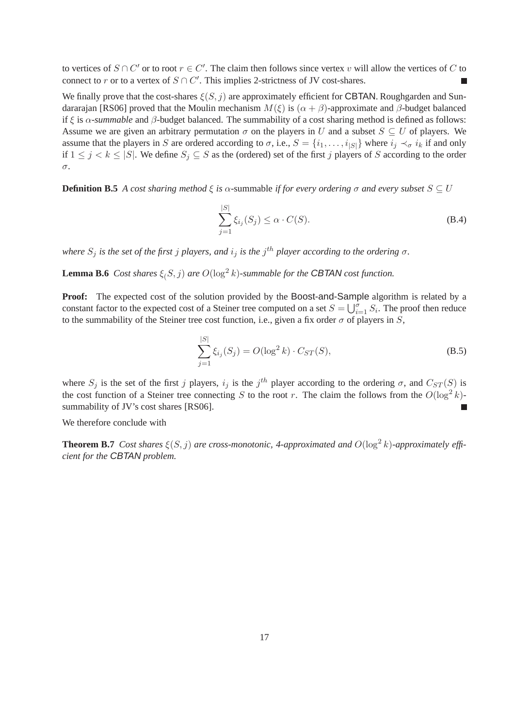to vertices of $S \cap C'$ or to root $r \in C'$. The claim then follows since vertex $v$ will allow the vertices of $C$ to connect to $r$ or to a vertex of $S \cap C'$. This implies 2-strictness of JV cost-shares. ■

We finally prove that the cost-shares $\xi(S, j)$ are approximately efficient for CBTAN. Roughgarden and Sundararajan [RS06] proved that the Moulin mechanism $M(\xi)$ is $(\alpha + \beta)$-approximate and $\beta$-budget balanced if $\xi$ is $\alpha$-*summable* and $\beta$-budget balanced. The summability of a cost sharing method is defined as follows: Assume we are given an arbitrary permutation $\sigma$ on the players in $U$ and a subset $S \subseteq U$ of players. We assume that the players in $S$ are ordered according to $\sigma$, i.e., $S = \{i_1, \ldots, i_{|S|}\}$ where $i_j \prec_\sigma i_k$ if and only if $1 \leq j < k \leq |S|$. We define $S_j \subseteq S$ as the (ordered) set of the first $j$ players of $S$ according to the order $\sigma$.

**Definition B.5** *A cost sharing method $\xi$ is $\alpha$-*summable *if for every ordering $\sigma$ and every subset $S \subseteq U$*

$$\sum_{j=1}^{|S|} \xi_{i_j}(S_j) \leq \alpha \cdot C(S). \tag{B.4}$$

*where $S_j$ is the set of the first $j$ players, and $i_j$ is the $j^{th}$ player according to the ordering $\sigma$.*

**Lemma B.6** *Cost shares $\xi_{(}S, j)$ are $O(\log^2 k)$-summable for the CBTAN cost function.*

**Proof:** The expected cost of the solution provided by the Boost-and-Sample algorithm is related by a constant factor to the expected cost of a Steiner tree computed on a set $S = \bigcup_{i=1}^{\sigma} S_i$. The proof then reduce to the summability of the Steiner tree cost function, i.e., given a fix order $\sigma$ of players in $S$,

$$\sum_{j=1}^{|S|} \xi_{i_j}(S_j) = O(\log^2 k) \cdot C_{ST}(S), \tag{B.5}$$

where $S_j$ is the set of the first $j$ players, $i_j$ is the $j^{th}$ player according to the ordering $\sigma$, and $C_{ST}(S)$ is the cost function of a Steiner tree connecting $S$ to the root $r$. The claim the follows from the $O(\log^2 k)$-summability of JV's cost shares [RS06]. ■

We therefore conclude with

**Theorem B.7** *Cost shares $\xi(S, j)$ are cross-monotonic, 4-approximated and $O(\log^2 k)$-approximately efficient for the CBTAN problem.*